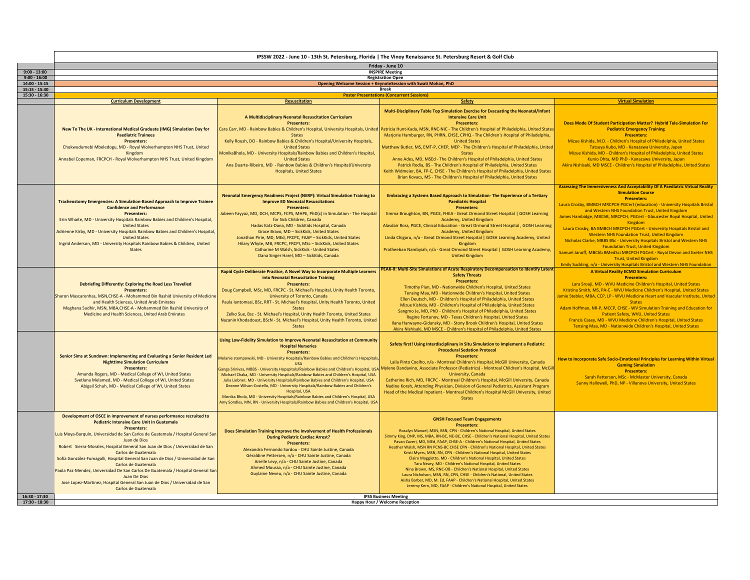# IPSSW 2022 - June 10 - 13th St. Petersburg, Florida | The Vinoy Renaissance St. Petersburg Resort & Golf Club

## Friday - June 10

| Time | Event |
|---|---|
| 9:00 - 13:00 | INSPIRE Meeting |
| 9:00 - 16:00 | Registration Open |
| 14:00 - 15:15 | Opening Welcome Session + KeynoteSession with Swati Mohan, PhD |
| 15:15 - 15:30 | Break |
| 15:30 - 16:30 | Poster Presentations (Concurrent Sessions) |

| Curriculum Development | Resuscitation | Safety | Virtual Simulation |
|---|---|---|---|
| **New To The UK - International Medical Graduate (IMG) Simulation Day for Paediatric Trainees**<br>**Presenters:**<br>Chukwudumebi Mbeledogu, MD - Royal Wolverhampton NHS Trust, United Kingdom<br>Annabel Copeman, FRCPCH - Royal Wolverhampton NHS Trust, United Kingdom | **A Multidisciplinary Neonatal Resuscitation Curriculum**<br>**Presenters:**<br>Cara Carr, MD - Rainbow Babies & Children's Hospital, University Hospitals, United States<br>Kelly Roush, DO - Rainbow Babies & Children's Hospital/University Hospitals, United States<br>MonikaBhola, MD - University Hospitals/Rainbow Babies and Children's Hospital, United States<br>Ana Duarte-Ribeiro, MD - Rainbow Babies & Children's Hospital/University Hospitals, United States | **Multi-Disciplinary Table Top Simulation Exercise for Evacuating the Neonatal/Infant Intensive Care Unit**<br>**Presenters:**<br>Patricia Hunt-Kada, MSN, RNC-NIC - The Children's Hospital of Philadelphia, United States<br>Marjorie Hamburger, RN, PHRN, CHSE, CPHQ - The Children's Hospital of Philadelphia, United States<br>Matthew Butler, MS, EMT-P, CHEP, MEP - The Children's Hospital of Philadelphia, United States<br>Anne Ades, MD, MSEd - The Children's Hospital of Philadelphia, United States<br>Patrick Rodia, BS - The Children's Hospital of Philadelphia, United States<br>Keith Widmeier, BA, FP-C, CHSE - The Children's Hospital of Philadelphia, United States<br>Brian Kovacs, MS - The Children's Hospital of Philadelphia, United States | **Does Mode Of Student Participation Matter? Hybrid Tele-Simulation For Pediatric Emergency Training**<br>**Presenters:**<br>Mizue Kishida, M.D. - Children's Hospital of Philadelphia, United States<br>Tatsuya Kubo, MD - Kanazawa University, Japan<br>Mizue Kishida, MD - Children's Hospital of Philadelphia, United States<br>Kunio Ohta, MD PhD - Kanazawa University, Japan<br>Akira Nishisaki, MD MSCE - Children's Hospital of Philadelphia, United States |
| **Tracheostomy Emergencies: A Simulation-Based Approach to Improve Trainee Confidence and Performance**<br>**Presenters:**<br>Erin Whaite, MD - University Hospitals Rainbow Babies and Children's Hospital, United States<br>Adrienne Kirby, MD - University Hospitals Rainbow Babies and Children's Hospital, United States<br>Ingrid Anderson, MD - University Hospitals Rainbow Babies & Children, United States | **Neonatal Emergency Readiness Project (NERP): Virtual Simulation Training to Improve ED Neonatal Resuscitations**<br>**Presenters:**<br>Jabeen Fayyaz, MD, DCH, MCPS, FCPS, MHPE, PhD(c) in Simulation - The Hospital for Sick Children, Canada<br>Hadas Katz-Dana, MD - SickKids Hospital, Canada<br>Grace Bravo, MD – SickKids, United States<br>Jonathan Pirie, MD, MEd, FRCPC, FAAP – SickKids, United States<br>Hilary Whyte, MB, FRCPC, FRCPI, MSc – SickKids, United States<br>Catharine M Walsh, SickKids - United States<br>Dana Singer Harel, MD – SickKids, Canada | **Embracing a Systems Based Approach to Simulation- The Experience of a Tertiary Paediatric Hospital**<br>**Presenters:**<br>Emma Broughton, BN, PGCE, FHEA - Great Ormond Street Hospital \| GOSH Learning Academy, United Kingdom<br>Alasdair Ross, PGCE, Clinical Education - Great Ormond Street Hospital , GOSH Learning Academy, United Kingdom<br>Linda Chigaru, n/a - Great Ormond Street Hospital \| GOSH Learning Academy, United Kingdom<br>Pratheeban Nambyiah, n/a - Great Ormond Street Hospital \| GOSH Learning Academy, United Kingdom | **Assessing The Immersiveness And Acceptability Of A Paediatric Virtual Reality Simulation Course**<br>**Presenters:**<br>Laura Crosby, BMBCH MRCPCH PGCert (education) - University Hospitals Bristol and Western NHS Foundation Trust, United Kingdom<br>James Hambidge, MBChB, MRCPCH, PGCert - Gloucester Royal Hospital, United Kingdom<br>Laura Crosby, BA BMBCH MRCPCH PGCert - University Hospitals Bristol and Western NHS Foundation Trust, United Kingdom<br>Nicholas Clarke, MBBS BSc - University Hospitals Bristol and Western NHS Foundation Trust, United Kingdom<br>Samuel Janoff, MBChb BMedSci MRCPCH PGCert - Royal Devon and Exeter NHS Trust, United Kingdom<br>Emily Suckling, n/a - University Hospitals Bristol and Western NHS Foundation |
| **Debriefing Differently: Exploring the Road Less Travelled**<br>**Presenters:**<br>Sharon Mascarenhas, MSN,CHSE-A - Mohammed Bin Rashid University of Medicine and Health Sciences, United Arab Emirates<br>Meghana Sudhir, MSN, MBA,CHSE-A - Mohammed Bin Rashid University of Medicine and Health Sciences, United Arab Emirates | **Rapid Cycle Deliberate Practice, A Novel Way to Incorporate Multiple Learners into Neonatal Resuscitation Training**<br>**Presenters:**<br>Doug Campbell, MSc, MD, FRCPC - St. Michael's Hospital, Unity Health Toronto, University of Toronto, Canada<br>Paula Iantomasi, BSc, RRT - St. Michael's Hospital, Unity Health Toronto, United States<br>Zelko Sue, Bsc - St. Michael's Hospital, Unity Health Toronto, United States<br>Nazanin Khodadoust, BScN - St. Michael's Hospital, Unity Health Toronto, United States | **PEAK-II: Multi-Site Simulations of Acute Respiratory Decompensation to Identify Latent Safety Threats**<br>**Presenters:**<br>Timothy Pian, MD - Nationwide Children's Hospital, United States<br>Tensing Maa, MD - Nationwide Children's Hospital, United States<br>Ellen Deutsch, MD - Children's Hospital of Philadelphia, United States<br>Mizue Kishida, MD - Children's Hospital of Philadelphia, United States<br>Sangmo Je, MD, PhD - Children's Hospital of Philadelphia, United States<br>Regine Fortunov, MD - Texas Children's Hospital, United States<br>Ilana Harwayne-Gidansky, MD - Stony Brook Children's Hospital, United States<br>Akira Nishisaki, MD MSCE - Children's Hospital of Philadelphia, United States | **A Virtual Reality ECMO Simulation Curriculum**<br>**Presenters:**<br>Lara Srouji, MD - WVU Medicine Children's Hospital, United States<br>Kristina Smith, MS, PA-C - WVU Medicine Children's Hospital, United States<br>Jamie Stebler, MBA, CCP, LP - WVU Medicine Heart and Vascular Institute, United States<br>Adam Hoffman, NR-P, MCCP, CHSE - WV Simulation Training and Education for Patient Safety, WVU, United States<br>Francis Casey, MD - WVU Medicine Children's Hospital, United States<br>Tensing Maa, MD - Nationwide Children's Hospital, United States |
| **Senior Sims at Sundown: Implementing and Evaluating a Senior Resident Led Nighttime Simulation Curriculum**<br>**Presenters:**<br>Amanda Rogers, MD - Medical College of WI, United States<br>Svetlana Melamed, MD - Medical College of WI, United States<br>Abigail Schuh, MD - Medical College of WI, United States | **Using Low-Fidelity Simulation to Improve Neonatal Resuscitation at Community Hospital Nurseries**<br>**Presenters:**<br>Melanie stempowski, MD - University Hospitals/Rainbow Babies and Children's Hopspitals, USA<br>Ganga Srinivas, MBBS - University Hopspitals/Rainbow Babies and Children's Hospital, USA<br>Michael Chaka, MD - University Hospitals/Rainbow Babies and Children's Hospital, USA<br>Julia Liebner, MD - University Hospitals/Rainbow Babies and Children's Hospital, USA<br>Deanne Wilson-Costello, MD - University Hospitals/Rainbow Babies and Children's Hospital, USA<br>Monika Bhola, MD - University Hospitals/Rainbow Babies and Children's Hospital, USA<br>Amy Sondles, MN, RN - University Hospitals/Rainbow Babies and Children's Hospital, USA | **Safety first! Using Interdisciplinary in Situ Simulation to Implement a Pediatric Procedural Sedation Protocol**<br>**Presenters:**<br>Laila Pinto Coelho, n/a - Montreal Children's Hospital, McGill University, Canada<br>Mylene Dandavino, Associate Professor (Pediatrics) - Montreal Children's Hospital, McGill University, Canada<br>Catherine Rich, MD, FRCPC - Montreal Children's Hospital, McGill University, Canada<br>Nadine Korah, Attending Physician, Division of General Pediatrics, Assistant Program Head of the Medical Inpatient - Montreal Children's Hospital McGill University, United States | **How to Incorporate Safe Socio-Emotional Principles for Learning Within Virtual Gaming Simulation**<br>**Presenters:**<br>Sarah Patterson, MSc - McMaster University, Canada<br>Sunny Hallowell, PhD, NP - Villanova University, United States |
| **Development of OSCE in improvement of nurses performance recruited to Pediatric Intensive Care Unit in Guatemala**<br>**Presenters:**<br>Luis Moya-Barquín, Universidad de San Carlos de Guatemala / Hospital General San Juan de Dios<br>Robert Sierra-Morales, Hospital General San Juan de Dios / Universidad de San Carlos de Guatemala<br>Sofía González-Fumagalli, Hospital General San Juan de Dios / Universidad de San Carlos de Guatemala<br>Paola Paz-Mendez, Universidad De San Carlos De Guatemala / Hospital General San Juan De Dios<br>Jose Lopez-Martinez, Hospital General San Juan de Dios / Universidad de San Carlos de Guatemala | **Does Simulation Training Improve the Involvement of Health Professionals During Pediatric Cardiac Arrest?**<br>**Presenters:**<br>Alexandra Fernando Sardou - CHU Sainte Justine, Canada<br>Géraldine Pettersen, n/a - CHU Sainte Justine, Canada<br>Arielle Levy, n/a - CHU Sainte Justine, Canada<br>Ahmed Moussa, n/a - CHU Sainte Justine, Canada<br>Guylaine Neveu, n/a - CHU Sainte Justine, Canada | **GNSH Focused Team Engagements**<br>**Presenters:**<br>Rosalyn Manuel, MSN, BSN, CPN - Children's National Hospital, United States<br>Simmy King, DNP, MS, MBA, RN-BC, NE-BC, CHSE - Children's National Hospital, United States<br>Pavan Zaveri, MD, MEd, FAAP, CHSE-A - Children's National Hospital, United States<br>Heather Walsh, MSN RN PCNS-BC CHSE CPN - Children's National Hospital, United States<br>Kristi Myers, MSN, RN, CPN - Children's National Hospital, United States<br>Claire Maggiotto, MD - Children's National Hospital, United States<br>Tara Neary, MD - Children's National Hospital, United States<br>Nina Brown, MS, RNC-OB - Children's National Hospital, United States<br>Laura Nicholson, MSN, RN, CPN, CHSE - Children's National, United States<br>Aisha Barber, MD, M. Ed, FAAP - Children's National Hospital, United States<br>Jeremy Kern, MD, FAAP - Children's National Hospital, United States | |

| Time | Event |
|---|---|
| 16:30 - 17:30 | IPSS Business Meeting |
| 17:30 - 18:30 | Happy Hour / Welcome Reception |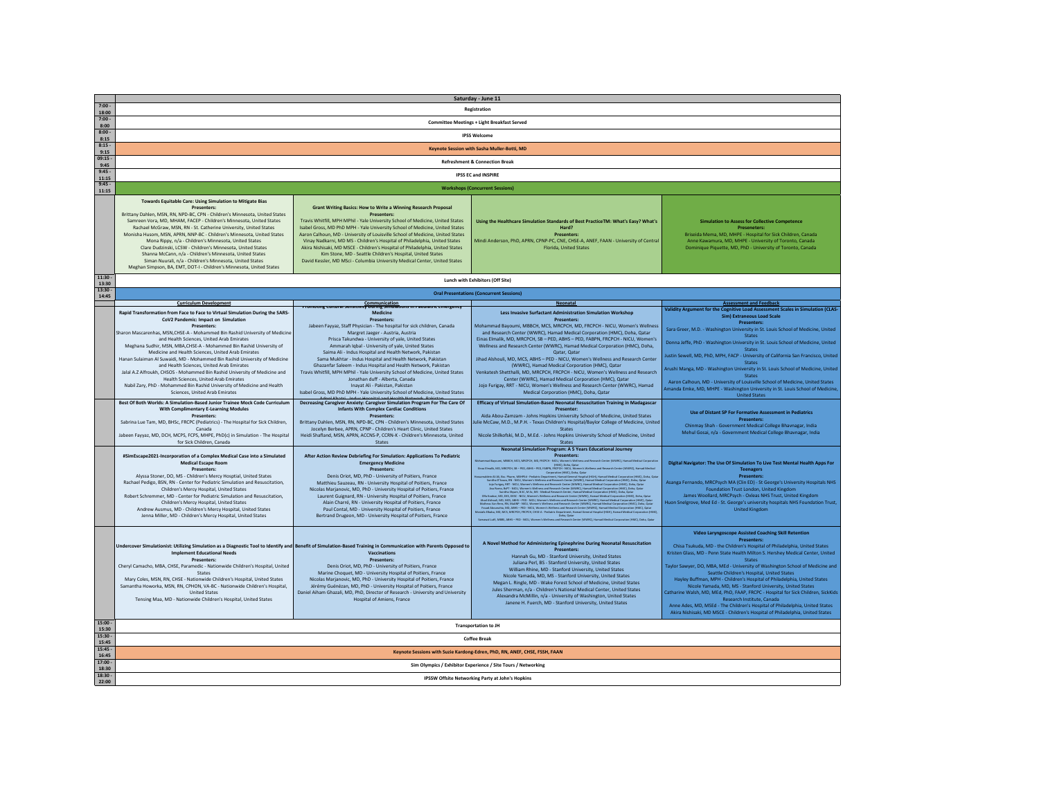## Saturday - June 11

| Time | Session |
|---|---|
| 7:00 - 18:00 | Registration |
| 7:00 - 8:00 | Committee Meetings + Light Breakfast Served |
| 8:00 - 8:15 | IPSS Welcome |
| 8:15 - 9:15 | Keynote Session with Sasha Muller-Botti, MD |
| 09:15 - 9:45 | Refreshment & Connection Break |
| 9:45 - 11:15 | IPSS EC and INSPIRE |
| 9:45 - 11:15 | Workshops (Concurrent Sessions) |

### Workshops (Concurrent Sessions)

| | | | |
|---|---|---|---|
| **Towards Equitable Care: Using Simulation to Mitigate Bias**<br>**Presenters:**<br>Brittany Dahlen, MSN, RN, NPD-BC, CPN - Children's Minnesota, United States<br>Samreen Vora, MD, MHAM, FACEP - Children's Minnesota, United States<br>Rachael McGraw, MSN, RN - St. Catherine University, United States<br>Monisha Husom, MSN, APRN, NNP-BC - Children's Minnesota, United States<br>Mona Rippy, n/a - Children's Minnesota, United States<br>Clare Dudzinski, LCSW - Children's Minnesota, United States<br>Shanna McCann, n/a - Children's Minnesota, United States<br>Siman Nuurali, n/a - Children's Minnesota, United States<br>Meghan Simpson, BA, EMT, DOT-I - Children's Minnesota, United States | **Grant Writing Basics: How to Write a Winning Research Proposal**<br>**Presenters:**<br>Travis Whitfill, MPH MPhl - Yale University School of Medicine, United States<br>Isabel Gross, MD PhD MPH - Yale University School of Medicine, United States<br>Aaron Calhoun, MD - University of Louisville School of Medicine, United States<br>Vinay Nadkarni, MD MS - Children's Hospital of Philadelphia, United States<br>Akira Nishisaki, MD MSCE - Children's Hospital of Philadelphia, United States<br>Kim Stone, MD - Seattle Children's Hospital, United States<br>David Kessler, MD MSci - Columbia University Medical Center, United States | **Using the Healthcare Simulation Standards of Best PracticeTM: What's Easy? What's Hard?**<br>**Presenters:**<br>Mindi Anderson, PhD, APRN, CPNP-PC, CNE, CHSE-A, ANEF, FAAN - University of Central Florida, United States | **Simulation to Assess for Collective Competence**<br>**Preseneters:**<br>Briseida Mema, MD, MHPE - Hospital for Sick Children, Canada<br>Anne Kawamura, MD, MHPE - University of Toronto, Canada<br>Dominique Piquette, MD, PhD - University of Toronto, Canada |

| Time | Session |
|---|---|
| 11:30 - 13:30 | Lunch with Exhibitors (Off Site) |
| 13:30 - 14:45 | Oral Presentations (Concurrent Sessions) |

### Oral Presentations (Concurrent Sessions)

| Curriculum Development | Communication | Neonatal | Assessment and Feedback |
|---|---|---|---|
| **Rapid Transformation from Face to Face to Virtual Simulation During the SARS-CoV2 Pandemic: Impact on Simulation**<br>**Presenters:**<br>Sharon Mascarenhas, MSN,CHSE-A - Mohammed Bin Rashid University of Medicine and Health Sciences, United Arab Emirates<br>Meghana Sudhir, MSN, MBA,CHSE-A - Mohammed Bin Rashid University of Medicine and Health Sciences, United Arab Emirates<br>Hanan Sulaiman Al Suwaidi, MD - Mohammed Bin Rashid University of Medicine and Health Sciences, United Arab Emirates<br>Jalal A.Z Alfroukh, CHSOS - Mohammed Bin Rashid University of Medicine and Health Sciences, United Arab Emirates<br>Nabil Zary, PhD - Mohammed Bin Rashid University of Medicine and Health Sciences, United Arab Emirates | **Promoting Cultural Sensitivity During Simulations in Pediatric Emergency Medicine**<br>**Presenters:**<br>Jabeen Fayyaz, Staff Physician - The hospital for sick children, Canada<br>Margret Jaeger - Austria, Austria<br>Prisca Takundwa - University of yale, United States<br>Ammarah Iqbal - University of yale, United States<br>Saima Ali - Indus Hospital and Health Network, Pakistan<br>Sama Mukhtar - Indus Hospital and Health Network, Pakistan<br>Ghazanfar Saleem - Indus Hospital and Health Network, Pakistan<br>Travis Whitfill, MPH MPhl - Yale University School of Medicine, United States<br>Jonathan duff - Alberta, Canada<br>Inayat Ali - Pakistan, Pakistan<br>Isabel Gross, MD PhD MPH - Yale University School of Medicine, United States<br>Adeel Khatri - Indus Hospital and Health Network, Pakistan | **Less Invasive Surfactant Administration Simulation Workshop**<br>**Presenters:**<br>Mohammad Bayoumi, MBBCH, MCS, MRCPCH, MD, FRCPCH - NICU, Women's Wellness and Research Center (WWRC), Hamad Medical Corporation (HMC), Doha, Qatar<br>Einas Elmalik, MD, MRCPCH, SB – PED, ABHS – PED, FABPN, FRCPCH - NICU, Women's Wellness and Research Center (WWRC), Hamad Medical Corporation (HMC), Doha, Qatar, Qatar<br>Jihad Alshouli, MD, ABHS – PED - NICU, Women's Wellness and Research Center (WWRC), Hamad Medical Corporation (HMC), Qatar<br>Venkatesh Shetthalli, MD, MRCPCH, FRCPCH - NICU, Women's Wellness and Research Center (WWRC), Hamad Medical Corporation (HMC), Qatar<br>Jojo Furigay, RRT - NICU, Women's Wellness and Research Center (WWRC), Hamad Medical Corporation (HMC), Doha, Qatar | **Validity Argument for the Cognitive Load Assessment Scales in Simulation (CLAS-Sim) Extraneous Load Scale**<br>**Presenters:**<br>Sara Greer, M.D. - Washington University in St. Louis School of Medicine, United States<br>Donna Jeffe, PhD - Washington University in St. Louis School of Medicine, United States<br>Justin Sewell, MD, PhD, MPH, FACP - University of California San Francisco, United States<br>Arushi Manga, MD - Washington University in St. Louis School of Medicine, United States<br>Aaron Calhoun, MD - University of Louisville School of Medicine, United States<br>Amanda Emke, MD, MHPE - Washington University in St. Louis School of Medicine, United States |
| **Best Of Both Worlds: A Simulation-Based Junior Trainee Mock Code Curriculum With Complimentary E-Learning Modules**<br>**Presenters:**<br>Sabrina Lue Tam, MD, BHSc, FRCPC (Pediatrics) - The Hospital for Sick Children, Canada<br>Jabeen Fayyaz, MD, DCH, MCPS, FCPS, MHPE, PhD(c) in Simulation - The Hospital for Sick Children, Canada | **Decreasing Caregiver Anxiety: Caregiver Simulation Program For The Care Of Infants With Complex Cardiac Conditions**<br>**Presenters:**<br>Brittany Dahlen, MSN, RN, NPD-BC, CPN - Children's Minnesota, United States<br>Jocelyn Berbee, APRN, CPNP - Children's Heart Clinic, United States<br>Heidi Shafland, MSN, APRN, ACCNS-P, CCRN-K - Children's Minnesota, United States | **Efficacy of Virtual Simulation-Based Neonatal Resuscitation Training in Madagascar**<br>**Presenter:**<br>Aida Abou-Zamzam - Johns Hopkins University School of Medicine, United States<br>Julie McCaw, M.D., M.P.H. - Texas Children's Hospital/Baylor College of Medicine, United States<br>Nicole Shilkofski, M.D., M.Ed. - Johns Hopkins University School of Medicine, United States | **Use of Distant SP For Formative Assessment in Pediatrics**<br>**Presenters:**<br>Chinmay Shah - Government Medical College Bhavnagar, India<br>Mehul Gosai, n/a - Government Medical College Bhavnagar, India |
| **#SimEscape2021-Incorporation of a Complex Medical Case into a Simulated Medical Escape Room**<br>**Presenters:**<br>Alyssa Stoner, DO, MS - Children's Mercy Hospital, United States<br>Rachael Pedigo, BSN, RN - Center for Pediatric Simulation and Resuscitation, Children's Mercy Hospital, United States<br>Robert Schremmer, MD - Center for Pediatric Simulation and Resuscitation, Children's Mercy Hospital, United States<br>Andrew Ausmus, MD - Children's Mercy Hospital, United States<br>Jenna Miller, MD - Children's Mercy Hospital, United States | **After Action Review Debriefing For Simulation: Applications To Pediatric Emergency Medicine**<br>**Presenters:**<br>Denis Oriot, MD, PhD - University of Poitiers, France<br>Matthieu Sauzeau, RN - University Hospital of Poitiers, France<br>Nicolas Marjanovic, MD, PhD - University Hospital of Poitiers, France<br>Laurent Guignard, RN - University Hospital of Poitiers, France<br>Alain Charré, RN - University Hospital of Poitiers, France<br>Paul Contal, MD - University Hospital of Poitiers, France<br>Bertrand Drugeon, MD - University Hospital of Poitiers, France | **Neonatal Simulation Program: A 5 Years Educational Journey**<br>**Presenters:**<br>Mohammad Bayoumi, MBBCH, MCS, MRCPCH, MD, FRCPCH - NICU, Women's Wellness and Research Center (WWRC), Hamad Medical Corporation (HMC), Doha, Qatar<br>Einas Elmalik, MD, MRCPCH, SB – PED, ABHS – PED, FABPN, FRCPCH - NICU, Women's Wellness and Research Center (WWRC), Hamad Medical Corporation (HMC), Doha, Qatar<br>[additional presenters – text too small to read reliably] | **Digital Navigator: The Use Of Simulation To Live Test Mental Health Apps For Teenagers**<br>**Presenters:**<br>Asanga Fernando, MRCPsych MA (Clin ED) - St George's University Hospitals NHS Foundation Trust London, United Kingdom<br>James Woollard, MRCPsych - Oxleas NHS Trust, United Kingdom<br>Huon Snelgrove, Med Ed - St. George's university hospitals NHS Foundation Trust, United Kingdom |
| **Undercover Simulationist: Utilizing Simulation as a Diagnostic Tool to Identify and Implement Educational Needs**<br>**Presenters:**<br>Cheryl Camacho, MBA, CHSE, Paramedic - Nationwide Children's Hospital, United States<br>Mary Coles, MSN, RN, CHSE - Nationwide Children's Hospital, United States<br>Samantha Howorka, MSN, RN, CPHON, VA-BC - Nationwide Children's Hospital, United States<br>Tensing Maa, MD - Nationwide Children's Hospital, United States | **Benefit of Simulation-Based Training in Communication with Parents Opposed to Vaccinations**<br>**Presenters:**<br>Denis Oriot, MD, PhD - University of Poitiers, France<br>Marine Choquet, MD - University Hospital of Poitiers, France<br>Nicolas Marjanovic, MD, PhD - University Hospital of Poitiers, France<br>Jérémy Guénézan, MD, PhD - University Hospital of Poitiers, France<br>Daniel Aiham Ghazali, MD, PhD, Director of Research - University and University Hospital of Amiens, France | **A Novel Method for Administering Epinephrine During Neonatal Resuscitation**<br>**Presenters:**<br>Hannah Gu, MD - Stanford University, United States<br>Juliana Perl, BS - Stanford University, United States<br>William Rhine, MD - Stanford University, United States<br>Nicole Yamada, MD, MS - Stanford University, United States<br>Megan L. Ringle, MD - Wake Forest School of Medicine, United States<br>Jules Sherman, n/a - Children's National Medical Center, United States<br>Alexandra McMillin, n/a - University of Washington, United States<br>Janene H. Fuerch, MD - Stanford University, United States | **Video Laryngoscope Assisted Coaching Skill Retention**<br>**Presenters:**<br>Chisa Tsukuda, MD - the Children's Hospital of Philadelphia, United States<br>Kristen Glass, MD - Penn State Health Milton S. Hershey Medical Center, United States<br>Taylor Sawyer, DO, MBA, MEd - University of Washington School of Medicine and Seattle Children's Hospital, United States<br>Hayley Buffman, MPH - Children's Hospital of Philadelphia, United States<br>Nicole Yamada, MD, MS - Stanford University, United States<br>Catharine Walsh, MD, MEd, PhD, FAAP, FRCPC - Hospital for Sick Children, SickKids Research Institute, Canada<br>Anne Ades, MD, MSEd - The Children's Hospital of Philadelphia, United States<br>Akira Nishisaki, MD MSCE - Children's Hospital of Philadelphia, United States |

| Time | Session |
|---|---|
| 15:00 - 15:30 | Transportation to JH |
| 15:30 - 15:45 | Coffee Break |
| 15:45 - 16:45 | Keynote Sessions with Suzie Kardong-Edren, PhD, RN, ANEF, CHSE, FSSH, FAAN |
| 17:00 - 18:30 | Sim Olympics / Exhibitor Experience / Site Tours / Networking |
| 18:30 - 22:00 | IPSSW Offsite Networking Party at John's Hopkins |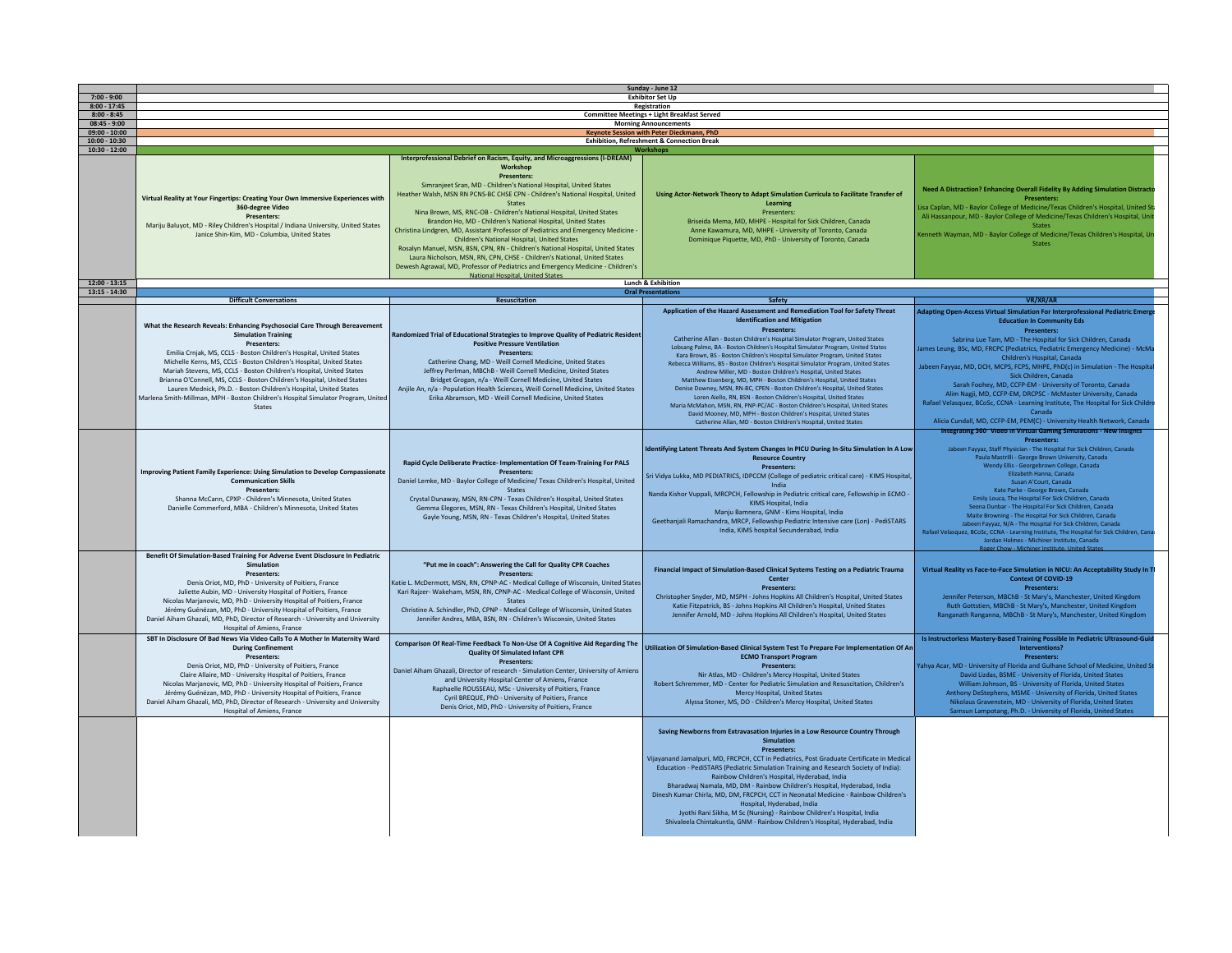| | Sunday - June 12 | | | |
|---|---|---|---|---|
| 7:00 - 9:00 | Exhibitor Set Up | | | |
| 8:00 - 17:45 | Registration | | | |
| 8:00 - 8:45 | Committee Meetings + Light Breakfast Served | | | |
| 08:45 - 9:00 | Morning Announcements | | | |
| 09:00 - 10:00 | Keynote Session with Peter Dieckmann, PhD | | | |
| 10:00 - 10:30 | Exhibition, Refreshment & Connection Break | | | |
| 10:30 - 12:00 | Workshops | | | |
| | **Virtual Reality at Your Fingertips: Creating Your Own Immersive Experiences with 360-degree Video**<br>**Presenters:**<br>Mariju Baluyot, MD - Riley Children's Hospital / Indiana University, United States<br>Janice Shin-Kim, MD - Columbia, United States | **Interprofessional Debrief on Racism, Equity, and Microaggressions (I-DREAM) Workshop**<br>**Presenters:**<br>Simranjeet Sran, MD - Children's National Hospital, United States<br>Heather Walsh, MSN RN PCNS-BC CHSE CPN - Children's National Hospital, United States<br>Nina Brown, MS, RNC-OB - Children's National Hospital, United States<br>Brandon Ho, MD - Children's National Hospital, United States<br>Christina Lindgren, MD, Assistant Professor of Pediatrics and Emergency Medicine - Children's National Hospital, United States<br>Rosalyn Manuel, MSN, BSN, CPN, RN - Children's National Hospital, United States<br>Laura Nicholson, MSN, RN, CPN, CHSE - Children's National, United States<br>Dewesh Agrawal, MD, Professor of Pediatrics and Emergency Medicine - Children's National Hospital, United States | **Using Actor-Network Theory to Adapt Simulation Curricula to Facilitate Transfer of Learning**<br>Presenters:<br>Briseida Mema, MD, MHPE - Hospital for Sick Children, Canada<br>Anne Kawamura, MD, MHPE - University of Toronto, Canada<br>Dominique Piquette, MD, PhD - University of Toronto, Canada | **Need A Distraction? Enhancing Overall Fidelity By Adding Simulation Distracto**<br>**Presenters:**<br>Lisa Caplan, MD - Baylor College of Medicine/Texas Children's Hospital, United Sta<br>Ali Hassanpour, MD - Baylor College of Medicine/Texas Children's Hospital, Unit States<br>Kenneth Wayman, MD - Baylor College of Medicine/Texas Children's Hospital, Un States |
| 12:00 - 13:15 | Lunch & Exhibition | | | |
| 13:15 - 14:30 | Oral Presentations | | | |
| | **Difficult Conversations** | **Resuscitation** | **Safety** | **VR/XR/AR** |
| | **What the Research Reveals: Enhancing Psychosocial Care Through Bereavement Simulation Training**<br>**Presenters:**<br>Emilia Crnjak, MS, CCLS - Boston Children's Hospital, United States<br>Michelle Kerns, MS, CCLS - Boston Children's Hospital, United States<br>Mariah Stevens, MS, CCLS - Boston Children's Hospital, United States<br>Brianna O'Connell, MS, CCLS - Boston Children's Hospital, United States<br>Lauren Mednick, Ph.D. - Boston Children's Hospital, United States<br>Marlena Smith-Millman, MPH - Boston Children's Hospital Simulator Program, United States | **Randomized Trial of Educational Strategies to Improve Quality of Pediatric Resident Positive Pressure Ventilation**<br>**Presenters:**<br>Catherine Chang, MD - Weill Cornell Medicine, United States<br>Jeffrey Perlman, MBChB - Weill Cornell Medicine, United States<br>Bridget Grogan, n/a - Weill Cornell Medicine, United States<br>Anjile An, n/a - Population Health Sciences, Weill Cornell Medicine, United States<br>Erika Abramson, MD - Weill Cornell Medicine, United States | **Application of the Hazard Assessment and Remediation Tool for Safety Threat Identification and Mitigation**<br>**Presenters:**<br>Catherine Allan - Boston Children's Hospital Simulator Program, United States<br>Lobsang Palmo, BA - Boston Children's Hospital Simulator Program, United States<br>Kara Brown, BS - Boston Children's Hospital Simulator Program, United States<br>Rebecca Williams, BS - Boston Children's Hospital Simulator Program, United States<br>Andrew Miller, MD - Boston Children's Hospital, United States<br>Matthew Eisenberg, MD, MPH - Boston Children's Hospital, United States<br>Denise Downey, MSN, RN-BC, CPEN - Boston Children's Hospital, United States<br>Loren Aiello, RN, BSN - Boston Children's Hospital, United States<br>Maria McMahon, MSN, RN, FNP-PC/AC - Boston Children's Hospital, United States<br>David Mooney, MD, MPH - Boston Children's Hospital, United States<br>Catherine Allan, MD - Boston Children's Hospital, United States | **Adapting Open-Access Virtual Simulation For Interprofessional Pediatric Emerge Education In Community Eds**<br>**Presenters:**<br>Sabrina Lue Tam, MD - The Hospital for Sick Children, Canada<br>James Leung, BSc, MD, FRCPC (Pediatrics, Pediatric Emergency Medicine) - McMa Children's Hospital, Canada<br>Jabeen Fayyaz, MD, DCH, MCPS, FCPS, MHPE, PhD(c) in Simulation - The Hospital Sick Children, Canada<br>Sarah Foohey, MD, CCFP-EM - University of Toronto, Canada<br>Alim Nagji, MD, CCFP-EM, DRCPSC - McMaster University, Canada<br>Rafael Velasquez, BCoSc, CCNA - Learning Institute, The Hospital for Sick Childre Canada<br>Alicia Cundall, MD, CCFP-EM, PEM(C) - University Health Network, Canada |
| | **Improving Patient Family Experience: Using Simulation to Develop Compassionate Communication Skills**<br>**Presenters:**<br>Shanna McCann, CPXP - Children's Minnesota, United States<br>Danielle Commerford, MBA - Children's Minnesota, United States | **Rapid Cycle Deliberate Practice- Implementation Of Team-Training For PALS**<br>**Presenters:**<br>Daniel Lemke, MD - Baylor College of Medicine/ Texas Children's Hospital, United States<br>Crystal Dunaway, MSN, RN-CPN - Texas Children's Hospital, United States<br>Gemma Elegores, MSN, RN - Texas Children's Hospital, United States<br>Gayle Young, MSN, RN - Texas Children's Hospital, United States | **Identifying Latent Threats And System Changes In PICU During In-Situ Simulation In A Low Resource Country**<br>**Presenters:**<br>Sri Vidya Lukka, MD PEDIATRICS, IDPCCM (College of pediatric critical care) - KIMS Hospital, India<br>Nanda Kishor Vuppali, MRCPCH, Fellowship in Pediatric critical care, Fellowship in ECMO - KIMS Hospital, India<br>Manju Bamnera, GNM - Kims Hospital, India<br>Geethanjali Ramachandra, MRCP, Fellowship Pediatric Intensive care (Lon) - PediSTARS India, KIMS hospital Secunderabad, India | **Integrating 360° Video in Virtual Gaming Simulations - New Insights**<br>**Presenters:**<br>Jabeen Fayyaz, Staff Physician - The Hospital For Sick Children, Canada<br>Paula Mastrilli - George Brown University, Canada<br>Wendy Ellis - Georgebrown College, Canada<br>Elizabeth Hanna, Canada<br>Susan A'Court, Canada<br>Kate Parke - George Brown, Canada<br>Emily Louca, The Hospital For Sick Children, Canada<br>Seona Dunbar - The Hospital For Sick Children, Canada<br>Maite Browning - The Hospital For Sick Children, Canada<br>Jabeen Fayyaz, N/A - The Hospital For Sick Children, Canada<br>Rafael Velasquez, BCoSc, CCNA - Learning Institute, The Hospital for Sick Children, Cana<br>Jordan Holmes - Michiner Institute, Canada<br>Roger Chow - Michiner Institute, United States |
| | **Benefit Of Simulation-Based Training For Adverse Event Disclosure In Pediatric Simulation**<br>**Presenters:**<br>Denis Oriot, MD, PhD - University of Poitiers, France<br>Juliette Aubin, MD - University Hospital of Poitiers, France<br>Nicolas Marjanovic, MD, PhD - University Hospital of Poitiers, France<br>Jérémy Guénézan, MD, PhD - University Hospital of Poitiers, France<br>Daniel Aiham Ghazali, MD, PhD, Director of Research - University and University Hospital of Amiens, France | **"Put me in coach": Answering the Call for Quality CPR Coaches**<br>**Presenters:**<br>Katie L. McDermott, MSN, RN, CPNP-AC - Medical College of Wisconsin, United States<br>Kari Rajzer- Wakeham, MSN, RN, CPNP-AC - Medical College of Wisconsin, United States<br>Christine A. Schindler, PhD, CPNP - Medical College of Wisconsin, United States<br>Jennifer Andres, MBA, BSN, RN - Children's Wisconsin, United States | **Financial Impact of Simulation-Based Clinical Systems Testing on a Pediatric Trauma Center**<br>**Presenters:**<br>Christopher Snyder, MD, MSPH - Johns Hopkins All Children's Hospital, United States<br>Katie Fitzpatrick, BS - Johns Hopkins All Children's Hospital, United States<br>Jennifer Arnold, MD - Johns Hopkins All Children's Hospital, United States | **Virtual Reality vs Face-to-Face Simulation in NICU: An Acceptability Study In Tl Context Of COVID-19**<br>**Presenters:**<br>Jennifer Peterson, MBChB - St Mary's, Manchester, United Kingdom<br>Ruth Gottstien, MBChB - St Mary's, Manchester, United Kingdom<br>Ranganath Ranganna, MBChB - St Mary's, Manchester, United Kingdom |
| | **SBT In Disclosure Of Bad News Via Video Calls To A Mother In Maternity Ward During Confinement**<br>**Presenters:**<br>Denis Oriot, MD, PhD - University of Poitiers, France<br>Claire Allaire, MD - University Hospital of Poitiers, France<br>Nicolas Marjanovic, MD, PhD - University Hospital of Poitiers, France<br>Jérémy Guénézan, MD, PhD - University Hospital of Poitiers, France<br>Daniel Aiham Ghazali, MD, PhD, Director of Research - University and University Hospital of Amiens, France | **Comparison Of Real-Time Feedback To Non-Use Of A Cognitive Aid Regarding The Quality Of Simulated Infant CPR**<br>**Presenters:**<br>Daniel Aiham Ghazali, Director of research - Simulation Center, University of Amiens and University Hospital Center of Amiens, France<br>Raphaelle ROUSSEAU, MSc - University of Poitiers, France<br>Cyril BREQUE, PhD - University of Poitiers, France<br>Denis Oriot, MD, PhD - University of Poitiers, France | **Utilization Of Simulation-Based Clinical System Test To Prepare For Implementation Of An ECMO Transport Program**<br>**Presenters:**<br>Nir Atlas, MD - Children's Mercy Hospital, United States<br>Robert Schremmer, MD - Center for Pediatric Simulation and Resuscitation, Children's Mercy Hospital, United States<br>Alyssa Stoner, MS, DO - Children's Mercy Hospital, United States | **Is Instructorless Mastery-Based Training Possible In Pediatric Ultrasound-Guid Interventions?**<br>**Presenters:**<br>Yahya Acar, MD - University of Florida and Gulhane School of Medicine, United St<br>David Lizdas, BSME - University of Florida, United States<br>William Johnson, BS - University of Florida, United States<br>Anthony DeStephens, MSME - University of Florida, United States<br>Nikolaus Gravenstein, MD - University of Florida, United States<br>Samsun Lampotang, Ph.D. - University of Florida, United States |
| | | | **Saving Newborns from Extravasation Injuries in a Low Resource Country Through Simulation**<br>**Presenters:**<br>Vijayanand Jamalpuri, MD, FRCPCH, CCT in Pediatrics, Post Graduate Certificate in Medical Education - PediSTARS (Pediatric Simulation Training and Research Society of India): Rainbow Children's Hospital, Hyderabad, India<br>Bharadwaj Namala, MD, DM - Rainbow Children's Hospital, Hyderabad, India<br>Dinesh Kumar Chirla, MD, DM, FRCPCH, CCT in Neonatal Medicine - Rainbow Children's Hospital, Hyderabad, India<br>Jyothi Rani Sikha, M Sc (Nursing) - Rainbow Children's Hospital, India<br>Shivaleela Chintakuntla, GNM - Rainbow Children's Hospital, Hyderabad, India | |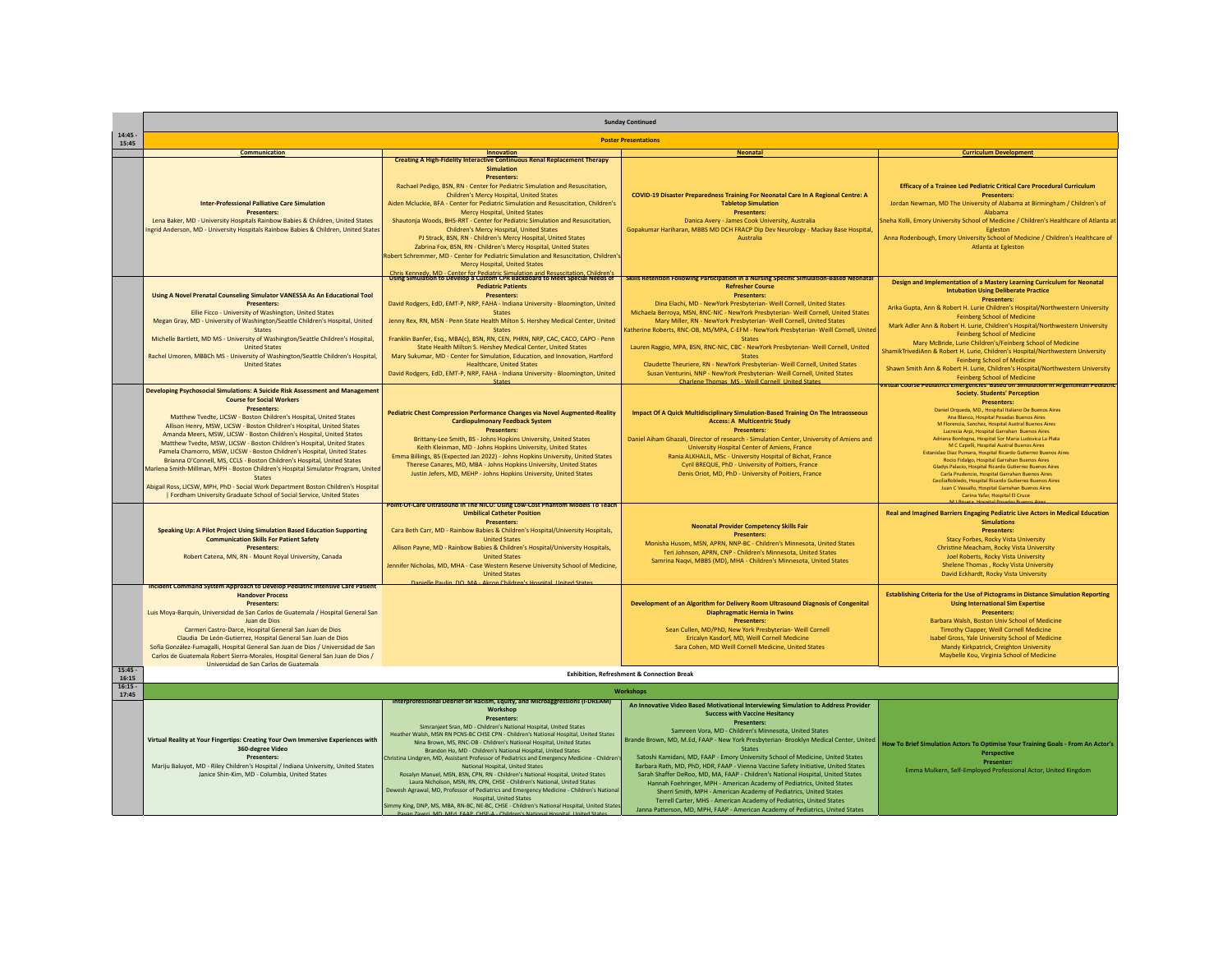# Sunday Continued

## 14:45 - 15:45 Poster Presentations

| Communication | Innovation | Neonatal | Curriculum Development |
|---|---|---|---|
| **Inter-Professional Palliative Care Simulation** **Presenters:** Lena Baker, MD - University Hospitals Rainbow Babies & Children, United States; Ingrid Anderson, MD - University Hospitals Rainbow Babies & Children, United States | **Creating A High-Fidelity Interactive Continuous Renal Replacement Therapy Simulation** **Presenters:** Rachael Pedigo, BSN, RN - Center for Pediatric Simulation and Resuscitation, Children's Mercy Hospital, United States; Aiden Mcluckie, BFA - Center for Pediatric Simulation and Resuscitation, Children's Mercy Hospital, United States; Shautonja Woods, BHS-RRT - Center for Pediatric Simulation and Resuscitation, Children's Mercy Hospital, United States; PJ Strack, BSN, RN - Children's Mercy Hospital, United States; Zabrina Fox, BSN, RN - Children's Mercy Hospital, United States; Robert Schremmer, MD - Center for Pediatric Simulation and Resuscitation, Children's Mercy Hospital, United States; Chris Kennedy, MD - Center for Pediatric Simulation and Resuscitation, Children's | **COVID-19 Disaster Preparedness Training For Neonatal Care In A Regional Centre: A Tabletop Simulation** **Presenters:** Danica Avery - James Cook University, Australia; Gopakumar Hariharan, MBBS MD DCH FRACP Dip Dev Neurology - Mackay Base Hospital, Australia | **Efficacy of a Trainee Led Pediatric Critical Care Procedural Curriculum** **Presenters:** Jordan Newman, MD The University of Alabama at Birmingham / Children's of Alabama; Sneha Kolli, Emory University School of Medicine / Children's Healthcare of Atlanta at Egleston; Anna Rodenbough, Emory University School of Medicine / Children's Healthcare of Atlanta at Egleston |
| **Using A Novel Prenatal Counseling Simulator VANESSA As An Educational Tool** **Presenters:** Ellie Ficco - University of Washington, United States; Megan Gray, MD - University of Washington/Seattle Children's Hospital, United States; Michelle Bartlett, MD MS - University of Washington/Seattle Children's Hospital, United States; Rachel Umoren, MBBCh MS - University of Washington/Seattle Children's Hospital, United States | **Using Simulation to Develop a Custom CPR Backboard to Meet Special Needs of Pediatric Patients** **Presenters:** David Rodgers, EdD, EMT-P, NRP, FAHA - Indiana University - Bloomington, United States; Jenny Rex, RN, MSN - Penn State Health Milton S. Hershey Medical Center, United States; Franklin Banfer, Esq., MBA(c), BSN, RN, CEN, PHRN, NRP, CAC, CACO, CAPO - Penn State Health Milton S. Hershey Medical Center, United States; Mary Sukumar, MD - Center for Simulation, Education, and Innovation, Hartford Healthcare, United States; David Rodgers, EdD, EMT-P, NRP, FAHA - Indiana University - Bloomington, United States | **Skills Retention Following Participation in a Nursing Specific Simulation-Based Neonatal Refresher Course** **Presenters:** Dina Elachi, MD - NewYork Presbyterian- Weill Cornell, United States; Michaela Berroya, MSN, RNC-NIC - NewYork Presbyterian- Weill Cornell, United States; Mary Miller, RN - NewYork Presbyterian- Weill Cornell, United States; Katherine Roberts, RNC-OB, MS/MPA, C-EFM - NewYork Presbyterian- Weill Cornell, United States; Lauren Raggio, MPA, BSN, RNC-NIC, CBC - NewYork Presbyterian- Weill Cornell, United States; Claudette Theuriere, RN - NewYork Presbyterian- Weill Cornell, United States; Susan Venturini, NNP - NewYork Presbyterian- Weill Cornell, United States; Charlene Thomas MS - Weill Cornell, United States | **Design and Implementation of a Mastery Learning Curriculum for Neonatal Intubation Using Deliberate Practice** **Presenters:** Arika Gupta, Ann & Robert H. Lurie Children's Hospital/Northwestern University Feinberg School of Medicine; Mark Adler Ann & Robert H. Lurie, Children's Hospital/Northwestern University Feinberg School of Medicine; Mary McBride, Lurie Children's/Feinberg School of Medicine; ShamikTrivediAnn & Robert H. Lurie, Children's Hospital/Northwestern University Feinberg School of Medicine; Shawn Smith Ann & Robert H. Lurie Children's Hospital/Northwestern University Feinberg School of Medicine |
| **Developing Psychosocial Simulations: A Suicide Risk Assessment and Management Course for Social Workers** **Presenters:** Matthew Tvedte, LICSW - Boston Children's Hospital, United States; Allison Henry, MSW, LICSW - Boston Children's Hospital, United States; Amanda Meers, MSW, LICSW - Boston Children's Hospital, United States; Matthew Tvedte, MSW, LICSW - Boston Children's Hospital, United States; Pamela Chamorro, MSW, LICSW - Boston Children's Hospital, United States; Brianna O'Connell, MS, CCLS - Boston Children's Hospital, United States; Marlena Smith-Millman, MPH - Boston Children's Hospital Simulator Program, United States; Abigail Ross, LICSW, MPH, PhD - Social Work Department Boston Children's Hospital \| Fordham University Graduate School of Social Service, United States | **Pediatric Chest Compression Performance Changes via Novel Augmented-Reality Cardiopulmonary Feedback System** **Presenters:** Brittany-Lee Smith, BS - Johns Hopkins University, United States; Keith Kleinman, MD - Johns Hopkins University, United States; Emma Billings, BS (Expected Jan 2022) - Johns Hopkins University, United States; Therese Canares, MD, MBA - Johns Hopkins University, United States; Justin Jefers, MD, MEHP - Johns Hopkins University, United States | **Impact Of A Quick Multidisciplinary Simulation-Based Training On The Intraosseous Access: A Multicentric Study** **Presenters:** Daniel Aiham Ghazali, Director of research - Simulation Center, University of Amiens and University Hospital Center of Amiens, France; Rania ALKHALIL, MSc - University Hospital of Bichat, France; Cyril BREQUE, PhD - University of Poitiers, France; Denis Oriot, MD, PhD - University of Poitiers, France | **Virtual Course Pediatrics Emergencies Based on Simulation in Argentinian Pediatric Society. Students' Perception** **Presenters:** Daniel Orqueda, MD., Hospital Italiano De Buenos Aires; Ana Blanco, Hospital Posadas Buenos Aires; M Florencia, Sanchez, Hospital Austral Buenos Aires; Lucrecia Arpi, Hospital Garrahan Buenos Aires; Adriana Bordogna, Hospital Sor Maria Ludovica La Plata; M C Capelli, Hospital Austral Buenos Aires; Estanislao Diaz Pumara, Hospital Ricardo Gutierrez Buenos Aires; Rocio Fidalgo, Hospital Garrahan Buenos Aires; Gladys Palacio, Hospital Ricardo Gutierrez Buenos Aires; Carla Prudencio, Hospital Garrahan Buenos Aires; CeciliaRobledo, Hospital Ricardo Gutierrez Buenos Aires; Juan C Vassallo, Hospital Garrahan Buenos Aires; Carina Yafar, Hospital El Cruce; M I Rovera, Hospital Posadas Buenos Aires |
| **Speaking Up: A Pilot Project Using Simulation Based Education Supporting Communication Skills For Patient Safety** **Presenters:** Robert Catena, MN, RN - Mount Royal University, Canada | **Point-Of-Care Ultrasound In The NICU: Using Low-Cost Phantom Models To Teach Umbilical Catheter Position** **Presenters:** Cara Beth Carr, MD - Rainbow Babies & Children's Hospital/University Hospitals, United States; Allison Payne, MD - Rainbow Babies & Children's Hospital/University Hospitals, United States; Jennifer Nicholas, MD, MHA - Case Western Reserve University School of Medicine, United States; Danielle Paulin, DO, MA - Akron Children's Hospital, United States | **Neonatal Provider Competency Skills Fair** **Presenters:** Monisha Husom, MSN, APRN, NNP-BC - Children's Minnesota, United States; Teri Johnson, APRN, CNP - Children's Minnesota, United States; Samrina Naqvi, MBBS (MD), MHA - Children's Minnesota, United States | **Real and Imagined Barriers Engaging Pediatric Live Actors in Medical Education Simulations** **Presenters:** Stacy Forbes, Rocky Vista University; Christine Meacham, Rocky Vista University; Joel Roberts, Rocky Vista University; Shelene Thomas , Rocky Vista University; David Eckhardt, Rocky Vista University |
| **Incident Command System Approach to Develop Pediatric Intensive Care Patient Handover Process** **Presenters:** Luis Moya-Barquín, Universidad de San Carlos de Guatemala / Hospital General San Juan de Dios; Carmen Castro-Darce, Hospital General San Juan de Dios; Claudia De León-Gutierrez, Hospital General San Juan de Dios; Sofía González-Fumagalli, Hospital General San Juan de Dios / Universidad de San Carlos de Guatemala; Robert Sierra-Morales, Hospital General San Juan de Dios / Universidad de San Carlos de Guatemala | | **Development of an Algorithm for Delivery Room Ultrasound Diagnosis of Congenital Diaphragmatic Hernia in Twins** **Presenters:** Sean Cullen, MD/PhD, New York Presbyterian- Weill Cornell; Ericalyn Kasdorf, MD, Weill Cornell Medicine; Sara Cohen, MD Weill Cornell Medicine, United States | **Establishing Criteria for the Use of Pictograms in Distance Simulation Reporting Using International Sim Expertise** **Presenters:** Barbara Walsh, Boston Univ School of Medicine; Timothy Clapper, Weill Cornell Medicine; Isabel Gross, Yale University School of Medicine; Mandy Kirkpatrick, Creighton University; Maybelle Kou, Virginia School of Medicine |

## 15:45 - 16:15 Exhibition, Refreshment & Connection Break

## 16:15 - 17:45 Workshops

| | | | |
|---|---|---|---|
| **Virtual Reality at Your Fingertips: Creating Your Own Immersive Experiences with 360-degree Video** **Presenters:** Mariju Baluyot, MD - Riley Children's Hospital / Indiana University, United States; Janice Shin-Kim, MD - Columbia, United States | **Interprofessional Debrief on Racism, Equity, and Microaggressions (I-DREAM) Workshop** **Presenters:** Simranjeet Sran, MD - Children's National Hospital, United States; Heather Walsh, MSN RN PCNS-BC CHSE CPN - Children's National Hospital, United States; Nina Brown, MS, RNC-OB - Children's National Hospital, United States; Brandon Ho, MD - Children's National Hospital, United States; Christina Lindgren, MD, Assistant Professor of Pediatrics and Emergency Medicine - Children's National Hospital, United States; Rosalyn Manuel, MSN, BSN, CPN, RN - Children's National Hospital, United States; Laura Nicholson, MSN, RN, CPN, CHSE - Children's National, United States; Dewesh Agrawal, MD, Professor of Pediatrics and Emergency Medicine - Children's National Hospital, United States; Simmy King, DNP, MS, MBA, RN-BC, NE-BC, CHSE - Children's National Hospital, United States; Pavan Zaveri, MD, MEd, FAAP, CHSE-A - Children's National Hospital, United States | **An Innovative Video Based Motivational Interviewing Simulation to Address Provider Success with Vaccine Hesitancy** **Presenters:** Samreen Vora, MD - Children's Minnesota, United States; Brande Brown, MD, M.Ed, FAAP - New York Presbyterian- Brooklyn Medical Center, United States; Satoshi Kamidani, MD, FAAP - Emory University School of Medicine, United States; Barbara Rath, MD, PhD, HDR, FAAP - Vienna Vaccine Safety Initiative, United States; Sarah Shaffer DeRoo, MD, MA, FAAP - Children's National Hospital, United States; Hannah Foehringer, MPH - American Academy of Pediatrics, United States; Sherri Smith, MPH - American Academy of Pediatrics, United States; Terrell Carter, MHS - American Academy of Pediatrics, United States; Janna Patterson, MD, MPH, FAAP - American Academy of Pediatrics, United States | **How To Brief Simulation Actors To Optimise Your Training Goals - From An Actor's Perspective** **Presenter:** Emma Mulkern, Self-Employed Professional Actor, United Kingdom |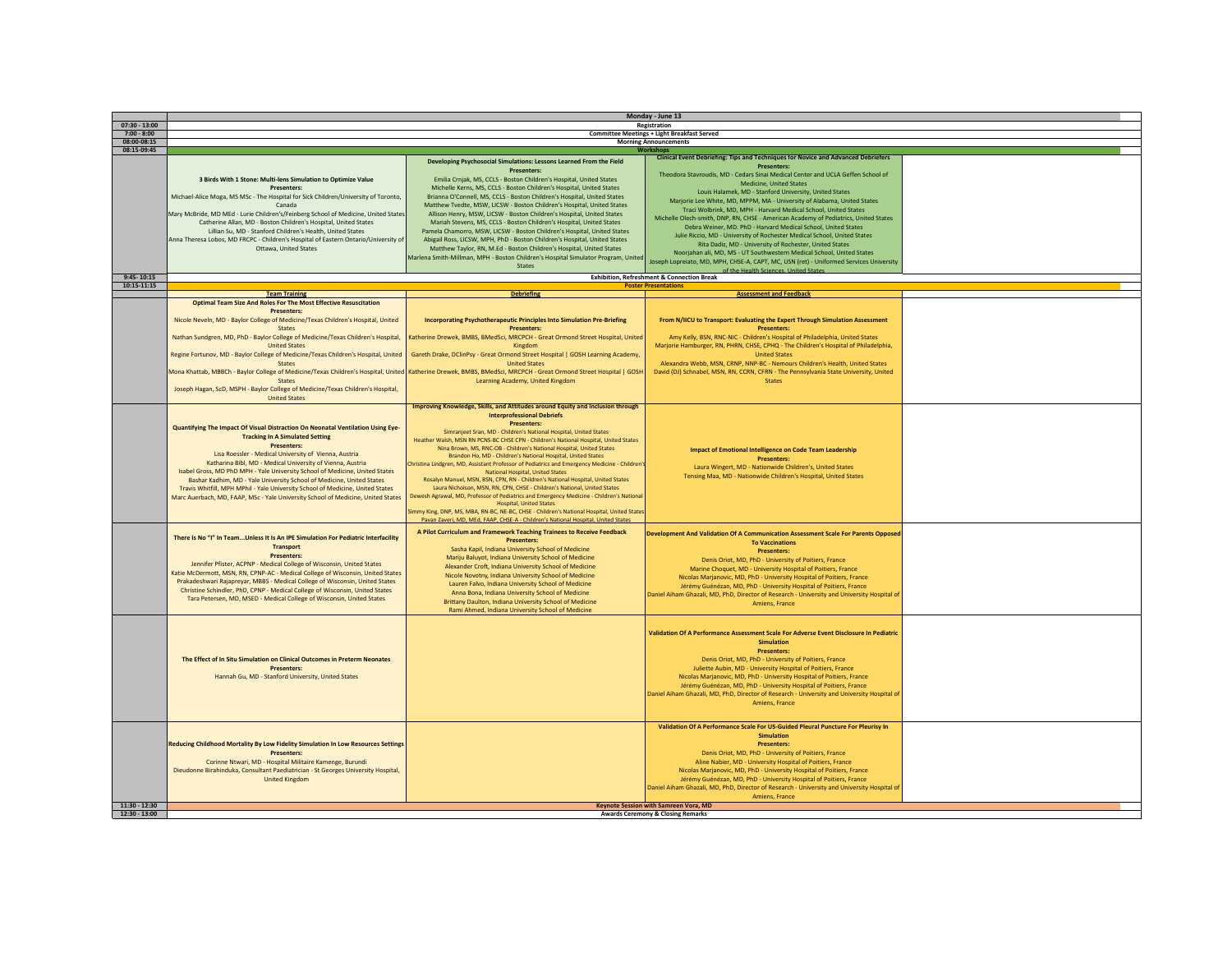| | Monday - June 13 | | | |
|---|---|---|---|---|
| 07:30 - 13:00 | Registration | | | |
| 7:00 - 8:00 | Committee Meetings + Light Breakfast Served | | | |
| 08:00-08:15 | Morning Announcements | | | |
| 08:15-09:45 | Workshops | | | |
| | **3 Birds With 1 Stone: Multi-lens Simulation to Optimize Value** **Presenters:** Michael-Alice Moga, MS MSc - The Hospital for Sick Children/University of Toronto, Canada Mary McBride, MD MEd - Lurie Children's/Feinberg School of Medicine, United States Catherine Allan, MD - Boston Children's Hospital, United States Lillian Su, MD - Stanford Children's Health, United States Anna Theresa Lobos, MD FRCPC - Children's Hospital of Eastern Ontario/University of Ottawa, United States | **Developing Psychosocial Simulations: Lessons Learned From the Field** **Presenters:** Emilia Crnjak, MS, CCLS - Boston Children's Hospital, United States Michelle Kerns, MS, CCLS - Boston Children's Hospital, United States Brianna O'Connell, MS, CCLS - Boston Children's Hospital, United States Matthew Tvedte, MSW, LICSW - Boston Children's Hospital, United States Allison Henry, MSW, LICSW - Boston Children's Hospital, United States Mariah Stevens, MS, CCLS - Boston Children's Hospital, United States Pamela Chamorro, MSW, LICSW - Boston Children's Hospital, United States Abigail Ross, LICSW, MPH, PhD - Boston Children's Hospital, United States Matthew Taylor, RN, M.Ed - Boston Children's Hospital, United States Marlena Smith-Millman, MPH - Boston Children's Hospital Simulator Program, United States | **Clinical Event Debriefing: Tips and Techniques for Novice and Advanced Debriefers** **Presenters:** Theodora Stavroudis, MD - Cedars Sinai Medical Center and UCLA Geffen School of Medicine, United States Louis Halamek, MD - Stanford University, United States Marjorie Lee White, MD, MPPM, MA - University of Alabama, United States Traci Wolbrink, MD, MPH - Harvard Medical School, United States Michelle Olech-smith, DNP, RN, CHSE - American Academy of Pediatrics, United States Debra Weiner, MD. PhD - Harvard Medical School, United States Julie Riccio, MD - University of Rochester Medical School, United States Rita Dadiz, MD - University of Rochester, United States Noorjahan ali, MD, MS - UT Southwestern Medical School, United States Joseph Lopreiato, MD, MPH, CHSE-A, CAPT, MC, USN (ret) - Uniformed Services University of the Health Sciences, United States | |
| 9:45- 10:15 | Exhibition, Refreshment & Connection Break | | | |
| 10:15-11:15 | Poster Presentations | | | |
| | **Team Training** | **Debriefing** | **Assessment and Feedback** | |
| | **Optimal Team Size And Roles For The Most Effective Resuscitation** **Presenters:** Nicole Neveln, MD - Baylor College of Medicine/Texas Children's Hospital, United States Nathan Sundgren, MD, PhD - Baylor College of Medicine/Texas Children's Hospital, United States Regine Fortunov, MD - Baylor College of Medicine/Texas Children's Hospital, United States Mona Khattab, MBBCh - Baylor College of Medicine/Texas Children's Hospital, United States Joseph Hagan, ScD, MSPH - Baylor College of Medicine/Texas Children's Hospital, United States | **Incorporating Psychotherapeutic Principles Into Simulation Pre-Briefing** **Presenters:** Katherine Drewek, BMBS, BMedSci, MRCPCH - Great Ormond Street Hospital, United Kingdom Gareth Drake, DClinPsy - Great Ormond Street Hospital \| GOSH Learning Academy, United States Katherine Drewek, BMBS, BMedSci, MRCPCH - Great Ormond Street Hospital \| GOSH Learning Academy, United Kingdom | **From N/IICU to Transport: Evaluating the Expert Through Simulation Assessment** **Presenters:** Amy Kelly, BSN, RNC-NIC - Children's Hospital of Philadelphia, United States Marjorie Hamburger, RN, PHRN, CHSE, CPHQ - The Children's Hospital of Philadelphia, United States Alexandra Webb, MSN, CRNP, NNP-BC - Nemours Children's Health, United States David (DJ) Schnabel, MSN, RN, CCRN, CFRN - The Pennsylvania State University, United States | |
| | **Quantifying The Impact Of Visual Distraction On Neonatal Ventilation Using Eye-Tracking In A Simulated Setting** **Presenters:** Lisa Roessler - Medical University of Vienna, Austria Katharina Bibl, MD - Medical University of Vienna, Austria Isabel Gross, MD PhD MPH - Yale University School of Medicine, United States Bashar Kadhim, MD - Yale University School of Medicine, United States Travis Whitfill, MPH MPhil - Yale University School of Medicine, United States Marc Auerbach, MD, FAAP, MSc - Yale University School of Medicine, United States | **Improving Knowledge, Skills, and Attitudes around Equity and Inclusion through Interprofessional Debriefs** **Presenters:** Simranjeet Sran, MD - Children's National Hospital, United States Heather Walsh, MSN RN PCNS-BC CHSE CPN - Children's National Hospital, United States Nina Brown, MS, RNC-OB - Children's National Hospital, United States Brandon Ho, MD - Children's National Hospital, United States Christina Lindgren, MD, Assistant Professor of Pediatrics and Emergency Medicine - Children's National Hospital, United States Rosalyn Manuel, MSN, BSN, CPN, RN - Children's National Hospital, United States Laura Nicholson, MSN, RN, CPN, CHSE - Children's National, United States Devesh Agrawal, MD, Professor of Pediatrics and Emergency Medicine - Children's National Hospital, United States Simmy King, DNP, MS, MBA, RN-BC, NE-BC, CHSE - Children's National Hospital, United States Pavan Zaveri, MD, MEd, FAAP, CHSE-A - Children's National Hospital, United States | **Impact of Emotional Intelligence on Code Team Leadership** **Presenters:** Laura Wingert, MD - Nationwide Children's, United States Tensing Maa, MD - Nationwide Children's Hospital, United States | |
| | **There Is No "I" In Team...Unless It Is An IPE Simulation For Pediatric Interfacility Transport** **Presenters:** Jennifer Pfister, ACPNP - Medical College of Wisconsin, United States Katie McDermott, MSN, RN, CPNP-AC - Medical College of Wisconsin, United States Prakadeshwari Rajapreyar, MBBS - Medical College of Wisconsin, United States Christine Schindler, PhD, CPNP - Medical College of Wisconsin, United States Tara Petersen, MD, MSED - Medical College of Wisconsin, United States | **A Pilot Curriculum and Framework Teaching Trainees to Receive Feedback** **Presenters:** Sasha Kapil, Indiana University School of Medicine Manju Baluyot, Indiana University School of Medicine Alexander Croft, Indiana University School of Medicine Nicole Novotny, Indiana University School of Medicine Lauren Falvo, Indiana University School of Medicine Anna Bona, Indiana University School of Medicine Brittany Daulton, Indiana University School of Medicine Rami Ahmed, Indiana University School of Medicine | **Development And Validation Of A Communication Assessment Scale For Parents Opposed To Vaccinations** **Presenters:** Denis Oriot, MD, PhD - University of Poitiers, France Marine Choquet, MD - University Hospital of Poitiers, France Nicolas Marjanovic, MD, PhD - University Hospital of Poitiers, France Jérémy Guénézan, MD, PhD - University Hospital of Poitiers, France Daniel Aiham Ghazali, MD, PhD, Director of Research - University and University Hospital of Amiens, France | |
| | **The Effect of In Situ Simulation on Clinical Outcomes in Preterm Neonates** **Presenters:** Hannah Gu, MD - Stanford University, United States | | **Validation Of A Performance Assessment Scale For Adverse Event Disclosure In Pediatric Simulation** **Presenters:** Denis Oriot, MD, PhD - University of Poitiers, France Juliette Aubin, MD - University Hospital of Poitiers, France Nicolas Marjanovic, MD, PhD - University Hospital of Poitiers, France Jérémy Guénézan, MD, PhD - University Hospital of Poitiers, France Daniel Aiham Ghazali, MD, PhD, Director of Research - University and University Hospital of Amiens, France | |
| | **Reducing Childhood Mortality By Low Fidelity Simulation In Low Resources Settings** **Presenters:** Corinne Ntwari, MD - Hospital Militaire Kamenge, Burundi Dieudonne Birahinduka, Consultant Paediatrician - St Georges University Hospital, United Kingdom | | **Validation Of A Performance Scale For US-Guided Pleural Puncture For Pleurisy In Simulation** **Presenters:** Denis Oriot, MD, PhD - University of Poitiers, France Aline Nabier, MD - University Hospital of Poitiers, France Nicolas Marjanovic, MD, PhD - University Hospital of Poitiers, France Jérémy Guénézan, MD, PhD - University Hospital of Poitiers, France Daniel Aiham Ghazali, MD, PhD, Director of Research - University and University Hospital of Amiens, France | |
| 11:30 - 12:30 | Keynote Session with Samreen Vora, MD | | | |
| 12:30 - 13:00 | Awards Ceremony & Closing Remarks | | | |